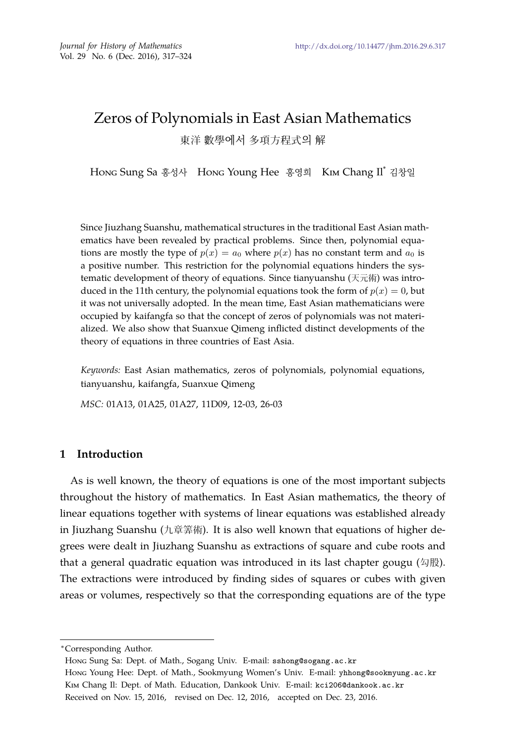Journal for History of Mathematics http://dx.doi.org/10.14477/jhm.2016.29.6.317
Vol. 29 No. 6 (Dec. 2016), 317–324

# Zeros of Polynomials in East Asian Mathematics

東洋 數學에서 多項方程式의 解

Hong Sung Sa 홍성사 Hong Young Hee 홍영희 Kim Chang Il* 김창일

Since Jiuzhang Suanshu, mathematical structures in the traditional East Asian mathematics have been revealed by practical problems. Since then, polynomial equations are mostly the type of $p(x) = a_0$ where $p(x)$ has no constant term and $a_0$ is a positive number. This restriction for the polynomial equations hinders the systematic development of theory of equations. Since tianyuanshu (天元術) was introduced in the 11th century, the polynomial equations took the form of $p(x) = 0$, but it was not universally adopted. In the mean time, East Asian mathematicians were occupied by kaifangfa so that the concept of zeros of polynomials was not materialized. We also show that Suanxue Qimeng inflicted distinct developments of the theory of equations in three countries of East Asia.

*Keywords:* East Asian mathematics, zeros of polynomials, polynomial equations, tianyuanshu, kaifangfa, Suanxue Qimeng

*MSC:* 01A13, 01A25, 01A27, 11D09, 12-03, 26-03

## 1 Introduction

As is well known, the theory of equations is one of the most important subjects throughout the history of mathematics. In East Asian mathematics, the theory of linear equations together with systems of linear equations was established already in Jiuzhang Suanshu (九章筭術). It is also well known that equations of higher degrees were dealt in Jiuzhang Suanshu as extractions of square and cube roots and that a general quadratic equation was introduced in its last chapter gougu (勾股). The extractions were introduced by finding sides of squares or cubes with given areas or volumes, respectively so that the corresponding equations are of the type

---

*Corresponding Author.
Hong Sung Sa: Dept. of Math., Sogang Univ. E-mail: sshong@sogang.ac.kr
Hong Young Hee: Dept. of Math., Sookmyung Women's Univ. E-mail: yhhong@sookmyung.ac.kr
Kim Chang Il: Dept. of Math. Education, Dankook Univ. E-mail: kci206@dankook.ac.kr
Received on Nov. 15, 2016, revised on Dec. 12, 2016, accepted on Dec. 23, 2016.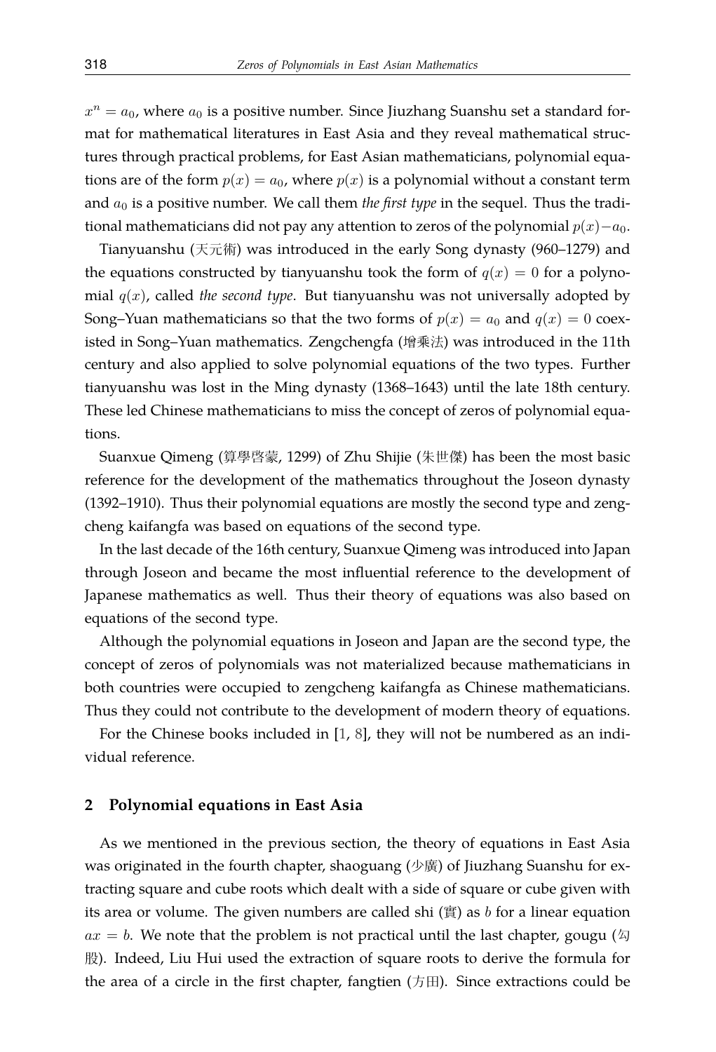$x^n = a_0$, where $a_0$ is a positive number. Since Jiuzhang Suanshu set a standard format for mathematical literatures in East Asia and they reveal mathematical structures through practical problems, for East Asian mathematicians, polynomial equations are of the form $p(x) = a_0$, where $p(x)$ is a polynomial without a constant term and $a_0$ is a positive number. We call them *the first type* in the sequel. Thus the traditional mathematicians did not pay any attention to zeros of the polynomial $p(x)-a_0$.

Tianyuanshu (天元術) was introduced in the early Song dynasty (960–1279) and the equations constructed by tianyuanshu took the form of $q(x) = 0$ for a polynomial $q(x)$, called *the second type*. But tianyuanshu was not universally adopted by Song–Yuan mathematicians so that the two forms of $p(x) = a_0$ and $q(x) = 0$ coexisted in Song–Yuan mathematics. Zengchengfa (增乘法) was introduced in the 11th century and also applied to solve polynomial equations of the two types. Further tianyuanshu was lost in the Ming dynasty (1368–1643) until the late 18th century. These led Chinese mathematicians to miss the concept of zeros of polynomial equations.

Suanxue Qimeng (算學啓蒙, 1299) of Zhu Shijie (朱世傑) has been the most basic reference for the development of the mathematics throughout the Joseon dynasty (1392–1910). Thus their polynomial equations are mostly the second type and zengcheng kaifangfa was based on equations of the second type.

In the last decade of the 16th century, Suanxue Qimeng was introduced into Japan through Joseon and became the most influential reference to the development of Japanese mathematics as well. Thus their theory of equations was also based on equations of the second type.

Although the polynomial equations in Joseon and Japan are the second type, the concept of zeros of polynomials was not materialized because mathematicians in both countries were occupied to zengcheng kaifangfa as Chinese mathematicians. Thus they could not contribute to the development of modern theory of equations.

For the Chinese books included in [1, 8], they will not be numbered as an individual reference.

## 2 Polynomial equations in East Asia

As we mentioned in the previous section, the theory of equations in East Asia was originated in the fourth chapter, shaoguang (少廣) of Jiuzhang Suanshu for extracting square and cube roots which dealt with a side of square or cube given with its area or volume. The given numbers are called shi (實) as $b$ for a linear equation $ax = b$. We note that the problem is not practical until the last chapter, gougu (勾股). Indeed, Liu Hui used the extraction of square roots to derive the formula for the area of a circle in the first chapter, fangtien (方田). Since extractions could be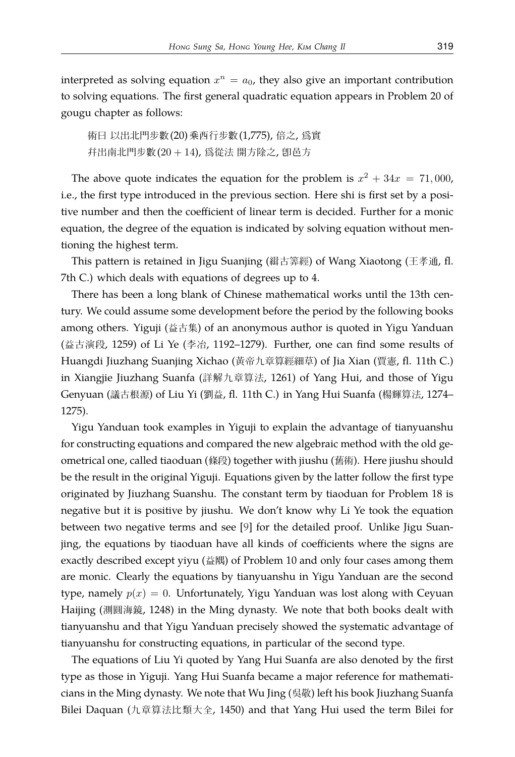interpreted as solving equation $x^n = a_0$, they also give an important contribution to solving equations. The first general quadratic equation appears in Problem 20 of gougu chapter as follows:

> 術曰 以出北門步數(20)乘西行步數(1,775), 倍之, 爲實
> 幷出南北門步數$(20 + 14)$, 爲從法 開方除之, 卽邑方

The above quote indicates the equation for the problem is $x^2 + 34x = 71,000$, i.e., the first type introduced in the previous section. Here shi is first set by a positive number and then the coefficient of linear term is decided. Further for a monic equation, the degree of the equation is indicated by solving equation without mentioning the highest term.

This pattern is retained in Jigu Suanjing (緝古筭經) of Wang Xiaotong (王孝通, fl. 7th C.) which deals with equations of degrees up to 4.

There has been a long blank of Chinese mathematical works until the 13th century. We could assume some development before the period by the following books among others. Yiguji (益古集) of an anonymous author is quoted in Yigu Yanduan (益古演段, 1259) of Li Ye (李冶, 1192–1279). Further, one can find some results of Huangdi Jiuzhang Suanjing Xichao (黃帝九章算經細草) of Jia Xian (賈憲, fl. 11th C.) in Xiangjie Jiuzhang Suanfa (詳解九章算法, 1261) of Yang Hui, and those of Yigu Genyuan (議古根源) of Liu Yi (劉益, fl. 11th C.) in Yang Hui Suanfa (楊輝算法, 1274–1275).

Yigu Yanduan took examples in Yiguji to explain the advantage of tianyuanshu for constructing equations and compared the new algebraic method with the old geometrical one, called tiaoduan (條段) together with jiushu (舊術). Here jiushu should be the result in the original Yiguji. Equations given by the latter follow the first type originated by Jiuzhang Suanshu. The constant term by tiaoduan for Problem 18 is negative but it is positive by jiushu. We don't know why Li Ye took the equation between two negative terms and see [9] for the detailed proof. Unlike Jigu Suanjing, the equations by tiaoduan have all kinds of coefficients where the signs are exactly described except yiyu (益隅) of Problem 10 and only four cases among them are monic. Clearly the equations by tianyuanshu in Yigu Yanduan are the second type, namely $p(x) = 0$. Unfortunately, Yigu Yanduan was lost along with Ceyuan Haijing (測圓海鏡, 1248) in the Ming dynasty. We note that both books dealt with tianyuanshu and that Yigu Yanduan precisely showed the systematic advantage of tianyuanshu for constructing equations, in particular of the second type.

The equations of Liu Yi quoted by Yang Hui Suanfa are also denoted by the first type as those in Yiguji. Yang Hui Suanfa became a major reference for mathematicians in the Ming dynasty. We note that Wu Jing (吳敬) left his book Jiuzhang Suanfa Bilei Daquan (九章算法比類大全, 1450) and that Yang Hui used the term Bilei for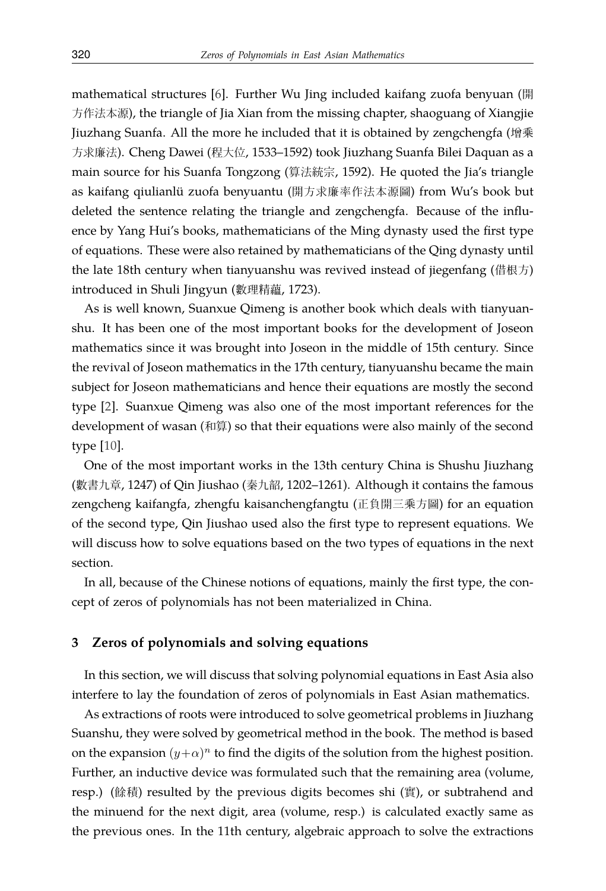mathematical structures [6]. Further Wu Jing included kaifang zuofa benyuan (開方作法本源), the triangle of Jia Xian from the missing chapter, shaoguang of Xiangjie Jiuzhang Suanfa. All the more he included that it is obtained by zengchengfa (增乘方求廉法). Cheng Dawei (程大位, 1533–1592) took Jiuzhang Suanfa Bilei Daquan as a main source for his Suanfa Tongzong (算法統宗, 1592). He quoted the Jia's triangle as kaifang qiulianlü zuofa benyuantu (開方求廉率作法本源圖) from Wu's book but deleted the sentence relating the triangle and zengchengfa. Because of the influence by Yang Hui's books, mathematicians of the Ming dynasty used the first type of equations. These were also retained by mathematicians of the Qing dynasty until the late 18th century when tianyuanshu was revived instead of jiegenfang (借根方) introduced in Shuli Jingyun (數理精蘊, 1723).

As is well known, Suanxue Qimeng is another book which deals with tianyuanshu. It has been one of the most important books for the development of Joseon mathematics since it was brought into Joseon in the middle of 15th century. Since the revival of Joseon mathematics in the 17th century, tianyuanshu became the main subject for Joseon mathematicians and hence their equations are mostly the second type [2]. Suanxue Qimeng was also one of the most important references for the development of wasan (和算) so that their equations were also mainly of the second type [10].

One of the most important works in the 13th century China is Shushu Jiuzhang (數書九章, 1247) of Qin Jiushao (秦九韶, 1202–1261). Although it contains the famous zengcheng kaifangfa, zhengfu kaisanchengfangtu (正負開三乘方圖) for an equation of the second type, Qin Jiushao used also the first type to represent equations. We will discuss how to solve equations based on the two types of equations in the next section.

In all, because of the Chinese notions of equations, mainly the first type, the concept of zeros of polynomials has not been materialized in China.

## 3 Zeros of polynomials and solving equations

In this section, we will discuss that solving polynomial equations in East Asia also interfere to lay the foundation of zeros of polynomials in East Asian mathematics.

As extractions of roots were introduced to solve geometrical problems in Jiuzhang Suanshu, they were solved by geometrical method in the book. The method is based on the expansion $(y+\alpha)^n$ to find the digits of the solution from the highest position. Further, an inductive device was formulated such that the remaining area (volume, resp.) (餘積) resulted by the previous digits becomes shi (實), or subtrahend and the minuend for the next digit, area (volume, resp.) is calculated exactly same as the previous ones. In the 11th century, algebraic approach to solve the extractions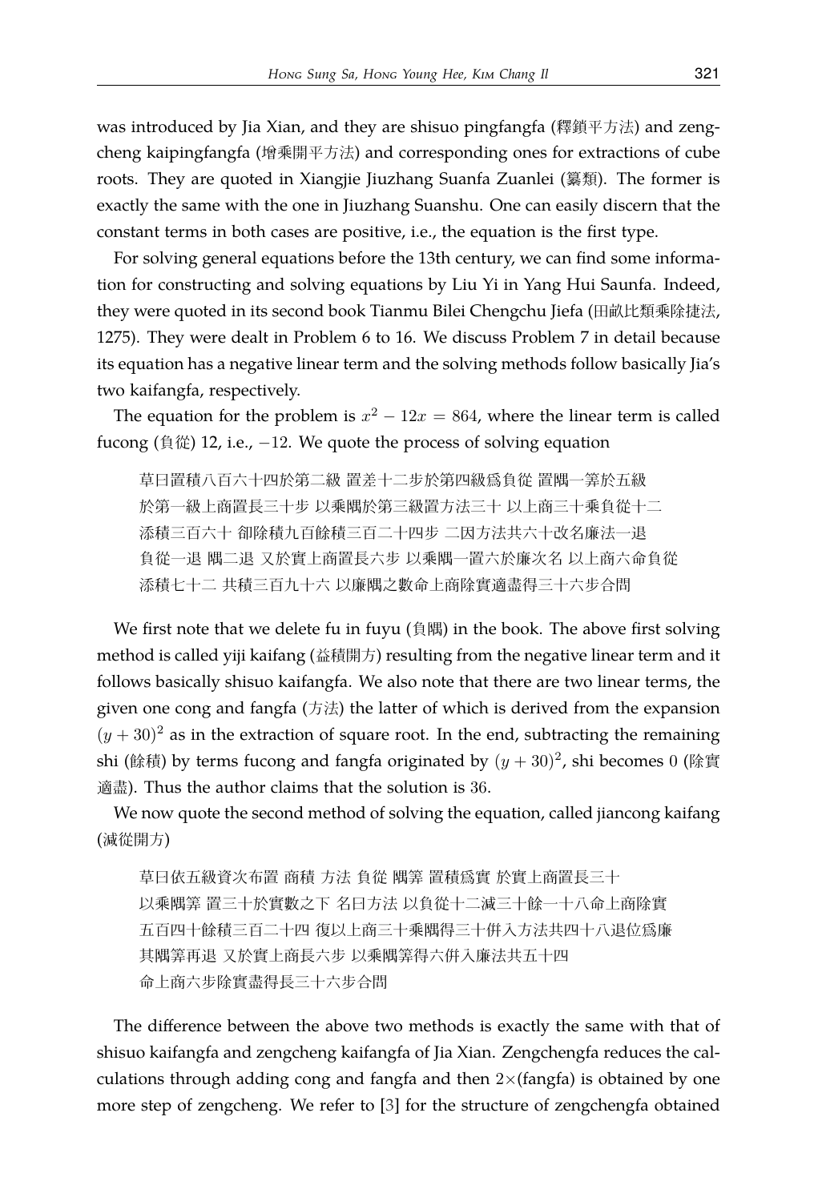was introduced by Jia Xian, and they are shisuo pingfangfa (釋鎖平方法) and zengcheng kaipingfangfa (增乘開平方法) and corresponding ones for extractions of cube roots. They are quoted in Xiangjie Jiuzhang Suanfa Zuanlei (纂類). The former is exactly the same with the one in Jiuzhang Suanshu. One can easily discern that the constant terms in both cases are positive, i.e., the equation is the first type.

For solving general equations before the 13th century, we can find some information for constructing and solving equations by Liu Yi in Yang Hui Saunfa. Indeed, they were quoted in its second book Tianmu Bilei Chengchu Jiefa (田畝比類乘除捷法, 1275). They were dealt in Problem 6 to 16. We discuss Problem 7 in detail because its equation has a negative linear term and the solving methods follow basically Jia's two kaifangfa, respectively.

The equation for the problem is $x^2 - 12x = 864$, where the linear term is called fucong (負從) 12, i.e., $-12$. We quote the process of solving equation

> 草曰置積八百六十四於第二級 置差十二步於第四級爲負從 置隅一筭於五級
> 於第一級上商置長三十步 以乘隅於第三級置方法三十 以上商三十乘負從十二
> 添積三百六十 卻除積九百餘積三百二十四步 二因方法共六十改名廉法一退
> 負從一退 隅二退 又於實上商置長六步 以乘隅一置六於廉次名 以上商六命負從
> 添積七十二 共積三百九十六 以廉隅之數命上商除實適盡得三十六步合問

We first note that we delete fu in fuyu (負隅) in the book. The above first solving method is called yiji kaifang (益積開方) resulting from the negative linear term and it follows basically shisuo kaifangfa. We also note that there are two linear terms, the given one cong and fangfa (方法) the latter of which is derived from the expansion $(y + 30)^2$ as in the extraction of square root. In the end, subtracting the remaining shi (餘積) by terms fucong and fangfa originated by $(y + 30)^2$, shi becomes $0$ (除實適盡). Thus the author claims that the solution is $36$.

We now quote the second method of solving the equation, called jiancong kaifang (減從開方)

> 草曰依五級資次布置 商積 方法 負從 隅筭 置積爲實 於實上商置長三十
> 以乘隅筭 置三十於實數之下 名曰方法 以負從十二減三十餘一十八命上商除實
> 五百四十餘積三百二十四 復以上商三十乘隅得三十併入方法共四十八退位爲廉
> 其隅筭再退 又於實上商長六步 以乘隅筭得六併入廉法共五十四
> 命上商六步除實盡得長三十六步合問

The difference between the above two methods is exactly the same with that of shisuo kaifangfa and zengcheng kaifangfa of Jia Xian. Zengchengfa reduces the calculations through adding cong and fangfa and then $2\times$(fangfa) is obtained by one more step of zengcheng. We refer to [3] for the structure of zengchengfa obtained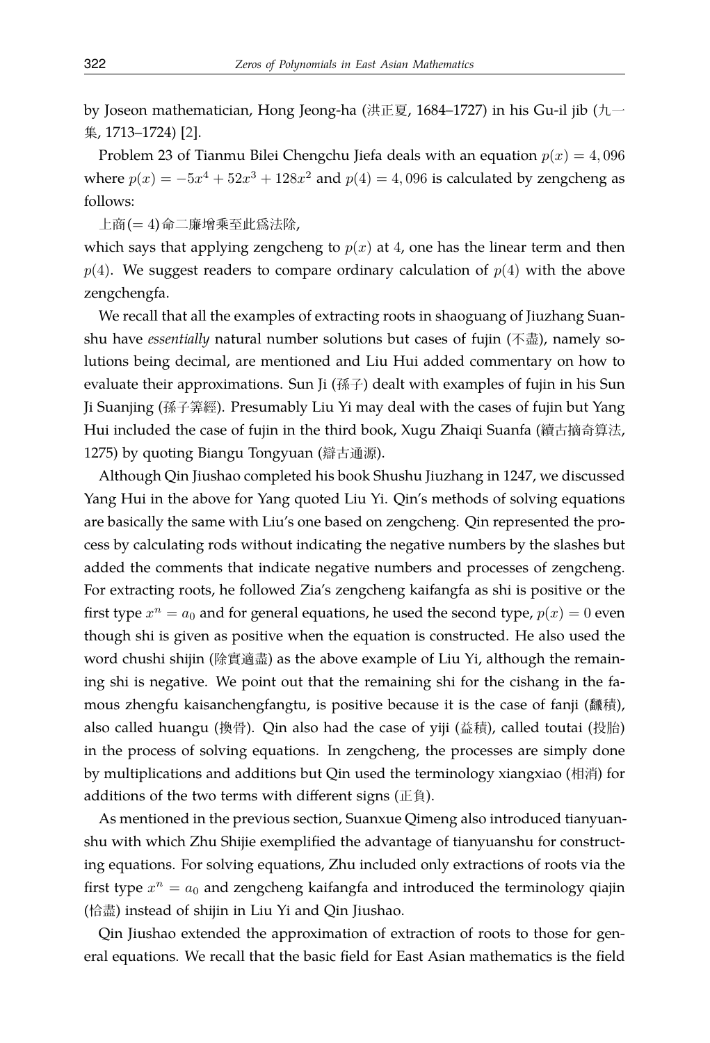by Joseon mathematician, Hong Jeong-ha (洪正夏, 1684–1727) in his Gu-il jib (九一集, 1713–1724) [2].

Problem 23 of Tianmu Bilei Chengchu Jiefa deals with an equation $p(x) = 4,096$ where $p(x) = -5x^4 + 52x^3 + 128x^2$ and $p(4) = 4,096$ is calculated by zengcheng as follows:

上商$(= 4)$命二廉增乘至此爲法除,

which says that applying zengcheng to $p(x)$ at 4, one has the linear term and then $p(4)$. We suggest readers to compare ordinary calculation of $p(4)$ with the above zengchengfa.

We recall that all the examples of extracting roots in shaoguang of Jiuzhang Suanshu have *essentially* natural number solutions but cases of fujin (不盡), namely solutions being decimal, are mentioned and Liu Hui added commentary on how to evaluate their approximations. Sun Ji (孫子) dealt with examples of fujin in his Sun Ji Suanjing (孫子筭經). Presumably Liu Yi may deal with the cases of fujin but Yang Hui included the case of fujin in the third book, Xugu Zhaiqi Suanfa (續古摘奇算法, 1275) by quoting Biangu Tongyuan (辯古通源).

Although Qin Jiushao completed his book Shushu Jiuzhang in 1247, we discussed Yang Hui in the above for Yang quoted Liu Yi. Qin's methods of solving equations are basically the same with Liu's one based on zengcheng. Qin represented the process by calculating rods without indicating the negative numbers by the slashes but added the comments that indicate negative numbers and processes of zengcheng. For extracting roots, he followed Zia's zengcheng kaifangfa as shi is positive or the first type $x^n = a_0$ and for general equations, he used the second type, $p(x) = 0$ even though shi is given as positive when the equation is constructed. He also used the word chushi shijin (除實適盡) as the above example of Liu Yi, although the remaining shi is negative. We point out that the remaining shi for the cishang in the famous zhengfu kaisanchengfangtu, is positive because it is the case of fanji (飜積), also called huangu (換骨). Qin also had the case of yiji (益積), called toutai (投胎) in the process of solving equations. In zengcheng, the processes are simply done by multiplications and additions but Qin used the terminology xiangxiao (相消) for additions of the two terms with different signs (正負).

As mentioned in the previous section, Suanxue Qimeng also introduced tianyuanshu with which Zhu Shijie exemplified the advantage of tianyuanshu for constructing equations. For solving equations, Zhu included only extractions of roots via the first type $x^n = a_0$ and zengcheng kaifangfa and introduced the terminology qiajin (恰盡) instead of shijin in Liu Yi and Qin Jiushao.

Qin Jiushao extended the approximation of extraction of roots to those for general equations. We recall that the basic field for East Asian mathematics is the field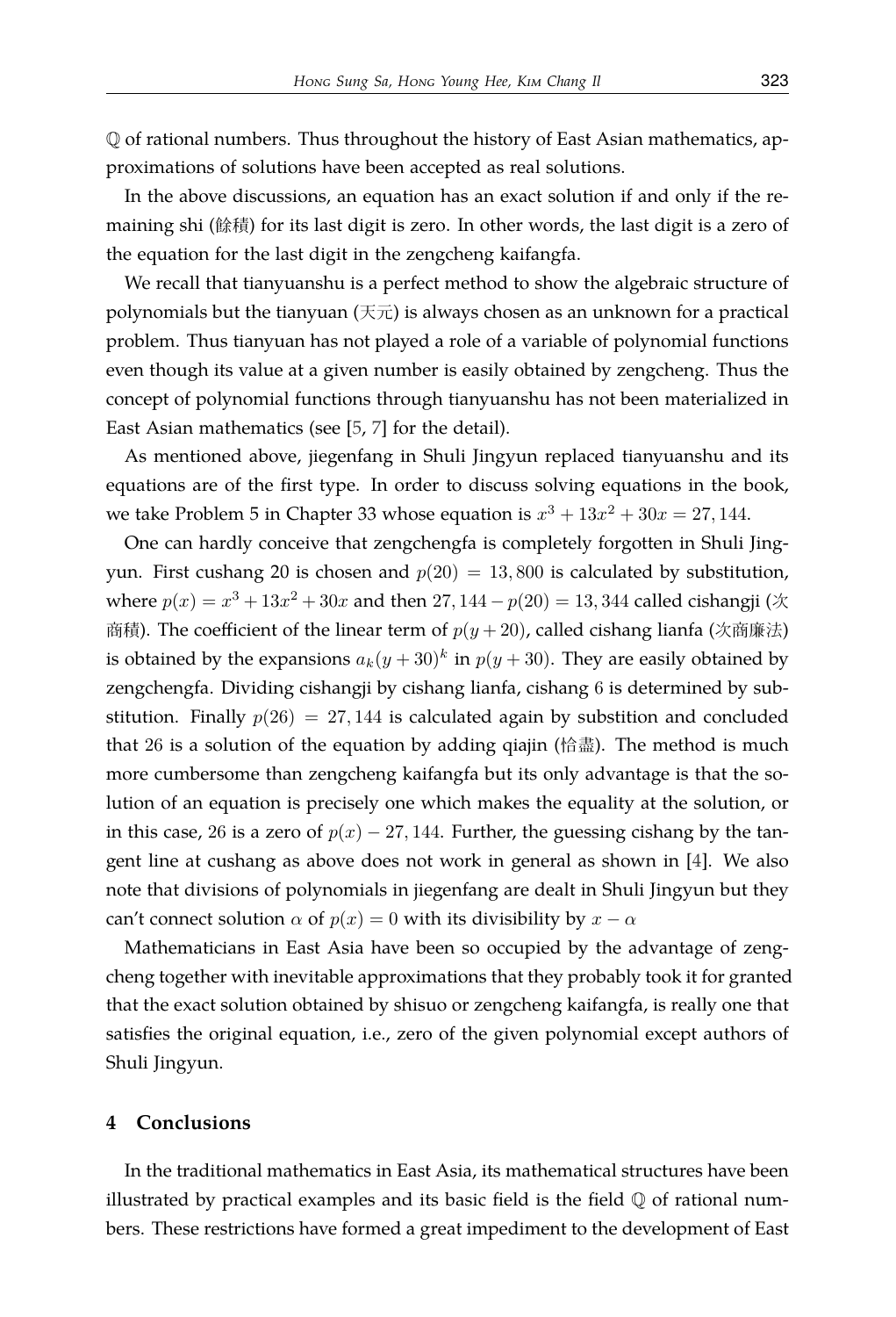$\mathbb{Q}$ of rational numbers. Thus throughout the history of East Asian mathematics, approximations of solutions have been accepted as real solutions.

In the above discussions, an equation has an exact solution if and only if the remaining shi (餘積) for its last digit is zero. In other words, the last digit is a zero of the equation for the last digit in the zengcheng kaifangfa.

We recall that tianyuanshu is a perfect method to show the algebraic structure of polynomials but the tianyuan (天元) is always chosen as an unknown for a practical problem. Thus tianyuan has not played a role of a variable of polynomial functions even though its value at a given number is easily obtained by zengcheng. Thus the concept of polynomial functions through tianyuanshu has not been materialized in East Asian mathematics (see [5, 7] for the detail).

As mentioned above, jiegenfang in Shuli Jingyun replaced tianyuanshu and its equations are of the first type. In order to discuss solving equations in the book, we take Problem 5 in Chapter 33 whose equation is $x^3 + 13x^2 + 30x = 27,144$.

One can hardly conceive that zengchengfa is completely forgotten in Shuli Jingyun. First cushang 20 is chosen and $p(20) = 13,800$ is calculated by substitution, where $p(x) = x^3 + 13x^2 + 30x$ and then $27,144 - p(20) = 13,344$ called cishangji (次商積). The coefficient of the linear term of $p(y + 20)$, called cishang lianfa (次商廉法) is obtained by the expansions $a_k(y + 30)^k$ in $p(y + 30)$. They are easily obtained by zengchengfa. Dividing cishangji by cishang lianfa, cishang 6 is determined by substitution. Finally $p(26) = 27,144$ is calculated again by substition and concluded that 26 is a solution of the equation by adding qiajin (恰盡). The method is much more cumbersome than zengcheng kaifangfa but its only advantage is that the solution of an equation is precisely one which makes the equality at the solution, or in this case, 26 is a zero of $p(x) - 27,144$. Further, the guessing cishang by the tangent line at cushang as above does not work in general as shown in [4]. We also note that divisions of polynomials in jiegenfang are dealt in Shuli Jingyun but they can't connect solution $\alpha$ of $p(x) = 0$ with its divisibility by $x - \alpha$

Mathematicians in East Asia have been so occupied by the advantage of zengcheng together with inevitable approximations that they probably took it for granted that the exact solution obtained by shisuo or zengcheng kaifangfa, is really one that satisfies the original equation, i.e., zero of the given polynomial except authors of Shuli Jingyun.

## 4 Conclusions

In the traditional mathematics in East Asia, its mathematical structures have been illustrated by practical examples and its basic field is the field $\mathbb{Q}$ of rational numbers. These restrictions have formed a great impediment to the development of East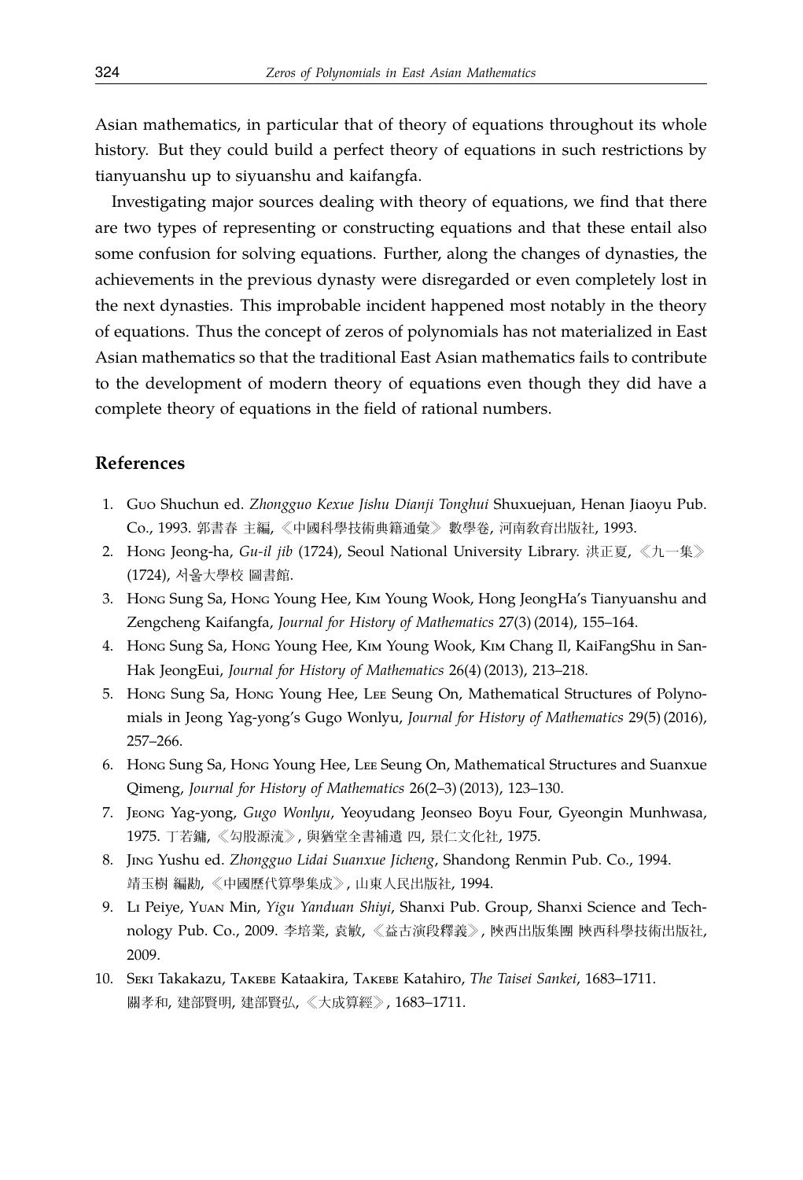Asian mathematics, in particular that of theory of equations throughout its whole history. But they could build a perfect theory of equations in such restrictions by tianyuanshu up to siyuanshu and kaifangfa.

Investigating major sources dealing with theory of equations, we find that there are two types of representing or constructing equations and that these entail also some confusion for solving equations. Further, along the changes of dynasties, the achievements in the previous dynasty were disregarded or even completely lost in the next dynasties. This improbable incident happened most notably in the theory of equations. Thus the concept of zeros of polynomials has not materialized in East Asian mathematics so that the traditional East Asian mathematics fails to contribute to the development of modern theory of equations even though they did have a complete theory of equations in the field of rational numbers.

## References

1. Guo Shuchun ed. *Zhongguo Kexue Jishu Dianji Tonghui* Shuxuejuan, Henan Jiaoyu Pub. Co., 1993. 郭書春 主編, 《中國科學技術典籍通彙》 數學卷, 河南教育出版社, 1993.
2. Hong Jeong-ha, *Gu-il jib* (1724), Seoul National University Library. 洪正夏, 《九一集》 (1724), 서울大學校 圖書館.
3. Hong Sung Sa, Hong Young Hee, Kim Young Wook, Hong JeongHa's Tianyuanshu and Zengcheng Kaifangfa, *Journal for History of Mathematics* 27(3) (2014), 155–164.
4. Hong Sung Sa, Hong Young Hee, Kim Young Wook, Kim Chang Il, KaiFangShu in San-Hak JeongEui, *Journal for History of Mathematics* 26(4) (2013), 213–218.
5. Hong Sung Sa, Hong Young Hee, Lee Seung On, Mathematical Structures of Polynomials in Jeong Yag-yong's Gugo Wonlyu, *Journal for History of Mathematics* 29(5) (2016), 257–266.
6. Hong Sung Sa, Hong Young Hee, Lee Seung On, Mathematical Structures and Suanxue Qimeng, *Journal for History of Mathematics* 26(2–3) (2013), 123–130.
7. Jeong Yag-yong, *Gugo Wonlyu*, Yeoyudang Jeonseo Boyu Four, Gyeongin Munhwasa, 1975. 丁若鏞, 《勾股源流》, 與猶堂全書補遺 四, 景仁文化社, 1975.
8. Jing Yushu ed. *Zhongguo Lidai Suanxue Jicheng*, Shandong Renmin Pub. Co., 1994. 靖玉樹 編勘, 《中國歷代算學集成》, 山東人民出版社, 1994.
9. Li Peiye, Yuan Min, *Yigu Yanduan Shiyi*, Shanxi Pub. Group, Shanxi Science and Technology Pub. Co., 2009. 李培業, 袁敏, 《益古演段釋義》, 陝西出版集團 陝西科學技術出版社, 2009.
10. Seki Takakazu, Takebe Kataakira, Takebe Katahiro, *The Taisei Sankei*, 1683–1711. 關孝和, 建部賢明, 建部賢弘, 《大成算經》, 1683–1711.